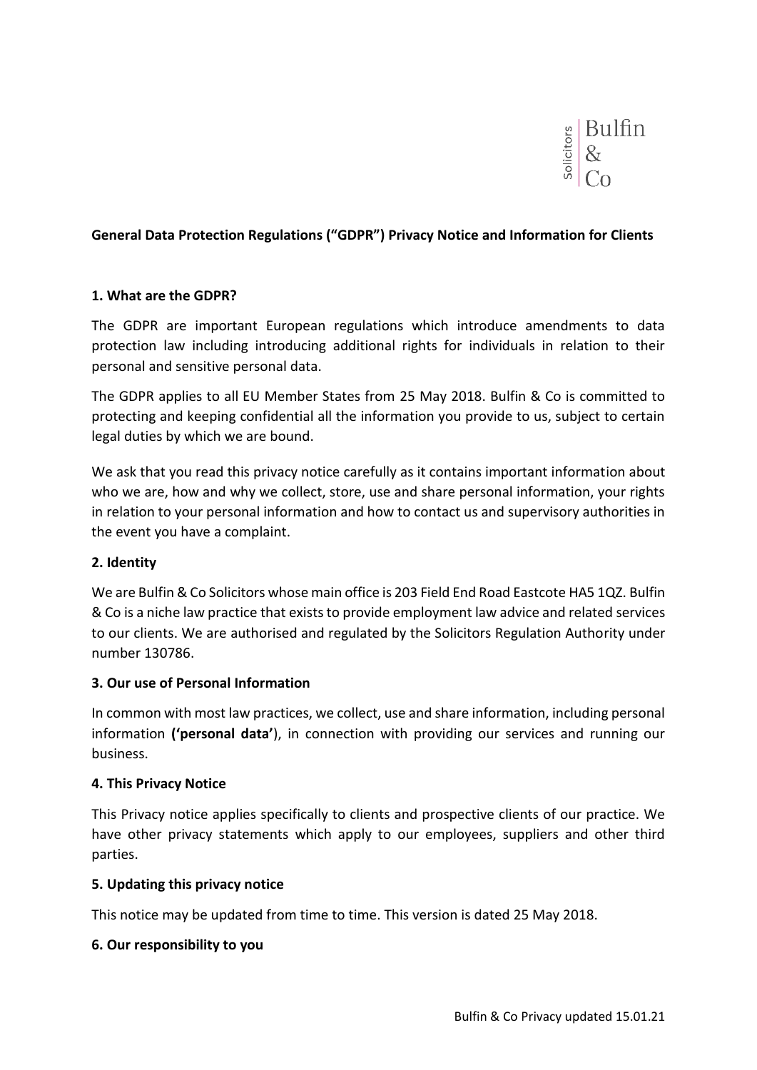Solicitors | Bulfin & Co

**General Data Protection Regulations ("GDPR") Privacy Notice and Information for Clients**

**1. What are the GDPR?**

The GDPR are important European regulations which introduce amendments to data protection law including introducing additional rights for individuals in relation to their personal and sensitive personal data.

The GDPR applies to all EU Member States from 25 May 2018. Bulfin & Co is committed to protecting and keeping confidential all the information you provide to us, subject to certain legal duties by which we are bound.

We ask that you read this privacy notice carefully as it contains important information about who we are, how and why we collect, store, use and share personal information, your rights in relation to your personal information and how to contact us and supervisory authorities in the event you have a complaint.

**2. Identity**

We are Bulfin & Co Solicitors whose main office is 203 Field End Road Eastcote HA5 1QZ. Bulfin & Co is a niche law practice that exists to provide employment law advice and related services to our clients. We are authorised and regulated by the Solicitors Regulation Authority under number 130786.

**3. Our use of Personal Information**

In common with most law practices, we collect, use and share information, including personal information **('personal data'**), in connection with providing our services and running our business.

**4. This Privacy Notice**

This Privacy notice applies specifically to clients and prospective clients of our practice. We have other privacy statements which apply to our employees, suppliers and other third parties.

**5. Updating this privacy notice**

This notice may be updated from time to time. This version is dated 25 May 2018.

**6. Our responsibility to you**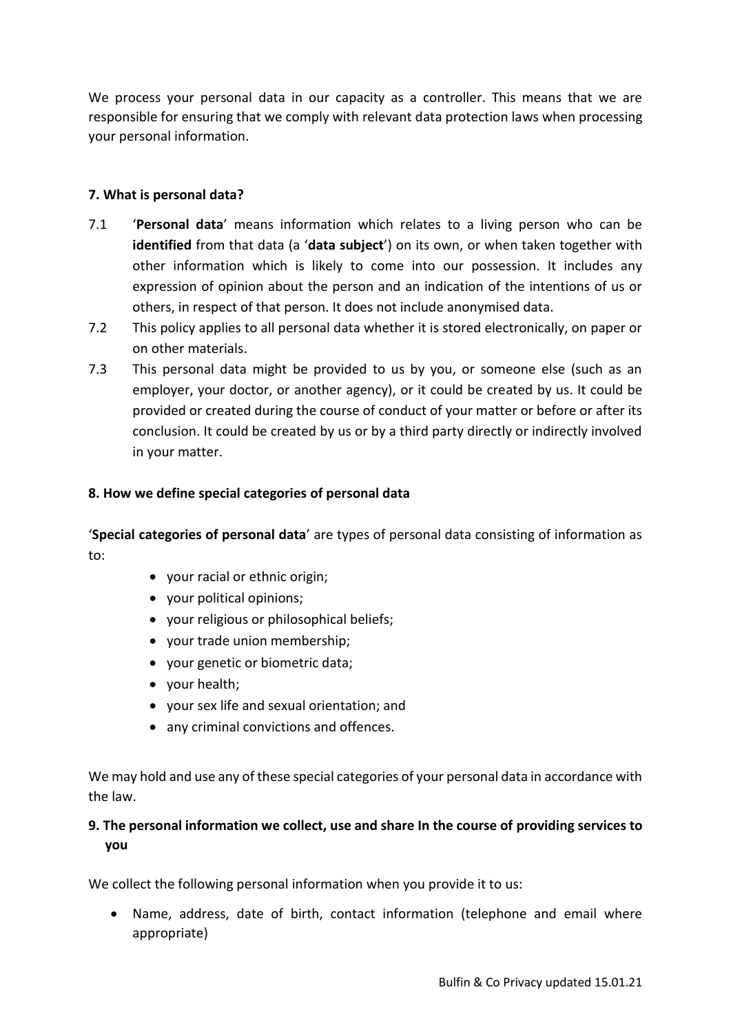We process your personal data in our capacity as a controller. This means that we are responsible for ensuring that we comply with relevant data protection laws when processing your personal information.

## 7. What is personal data?

7.1 '**Personal data**' means information which relates to a living person who can be **identified** from that data (a '**data subject**') on its own, or when taken together with other information which is likely to come into our possession. It includes any expression of opinion about the person and an indication of the intentions of us or others, in respect of that person. It does not include anonymised data.

7.2 This policy applies to all personal data whether it is stored electronically, on paper or on other materials.

7.3 This personal data might be provided to us by you, or someone else (such as an employer, your doctor, or another agency), or it could be created by us. It could be provided or created during the course of conduct of your matter or before or after its conclusion. It could be created by us or by a third party directly or indirectly involved in your matter.

## 8. How we define special categories of personal data

'**Special categories of personal data**' are types of personal data consisting of information as to:

- your racial or ethnic origin;
- your political opinions;
- your religious or philosophical beliefs;
- your trade union membership;
- your genetic or biometric data;
- your health;
- your sex life and sexual orientation; and
- any criminal convictions and offences.

We may hold and use any of these special categories of your personal data in accordance with the law.

## 9. The personal information we collect, use and share In the course of providing services to you

We collect the following personal information when you provide it to us:

- Name, address, date of birth, contact information (telephone and email where appropriate)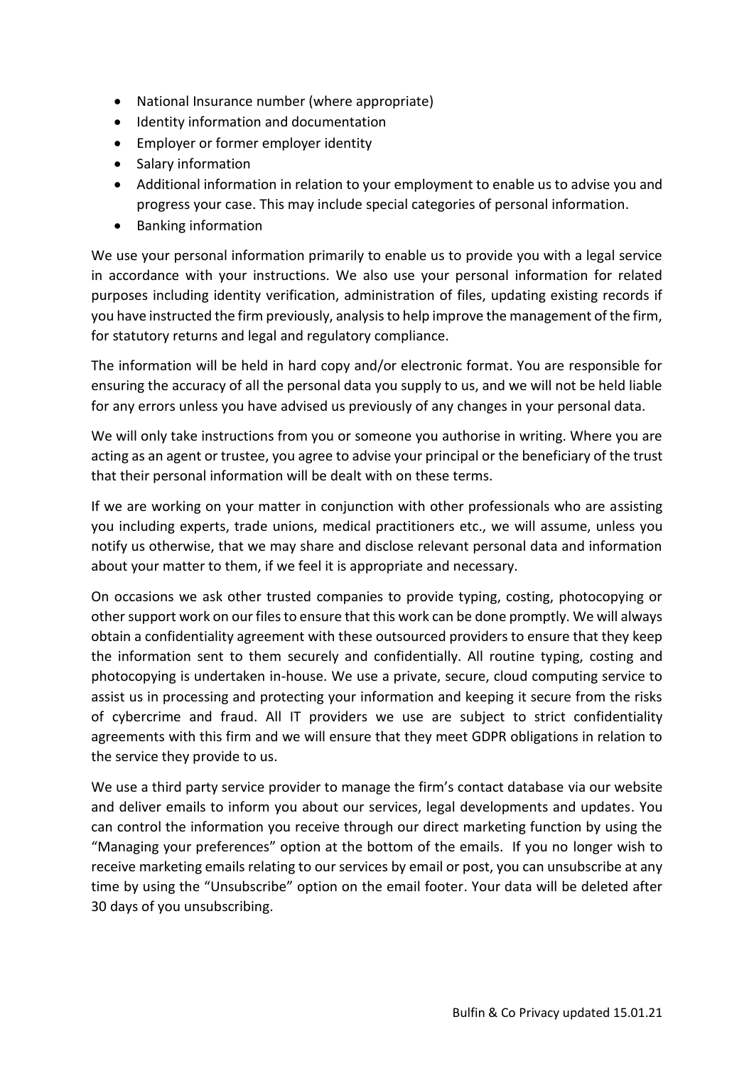- National Insurance number (where appropriate)
- Identity information and documentation
- Employer or former employer identity
- Salary information
- Additional information in relation to your employment to enable us to advise you and progress your case. This may include special categories of personal information.
- Banking information

We use your personal information primarily to enable us to provide you with a legal service in accordance with your instructions. We also use your personal information for related purposes including identity verification, administration of files, updating existing records if you have instructed the firm previously, analysis to help improve the management of the firm, for statutory returns and legal and regulatory compliance.

The information will be held in hard copy and/or electronic format. You are responsible for ensuring the accuracy of all the personal data you supply to us, and we will not be held liable for any errors unless you have advised us previously of any changes in your personal data.

We will only take instructions from you or someone you authorise in writing. Where you are acting as an agent or trustee, you agree to advise your principal or the beneficiary of the trust that their personal information will be dealt with on these terms.

If we are working on your matter in conjunction with other professionals who are assisting you including experts, trade unions, medical practitioners etc., we will assume, unless you notify us otherwise, that we may share and disclose relevant personal data and information about your matter to them, if we feel it is appropriate and necessary.

On occasions we ask other trusted companies to provide typing, costing, photocopying or other support work on our files to ensure that this work can be done promptly. We will always obtain a confidentiality agreement with these outsourced providers to ensure that they keep the information sent to them securely and confidentially. All routine typing, costing and photocopying is undertaken in-house. We use a private, secure, cloud computing service to assist us in processing and protecting your information and keeping it secure from the risks of cybercrime and fraud. All IT providers we use are subject to strict confidentiality agreements with this firm and we will ensure that they meet GDPR obligations in relation to the service they provide to us.

We use a third party service provider to manage the firm's contact database via our website and deliver emails to inform you about our services, legal developments and updates. You can control the information you receive through our direct marketing function by using the "Managing your preferences" option at the bottom of the emails. If you no longer wish to receive marketing emails relating to our services by email or post, you can unsubscribe at any time by using the "Unsubscribe" option on the email footer. Your data will be deleted after 30 days of you unsubscribing.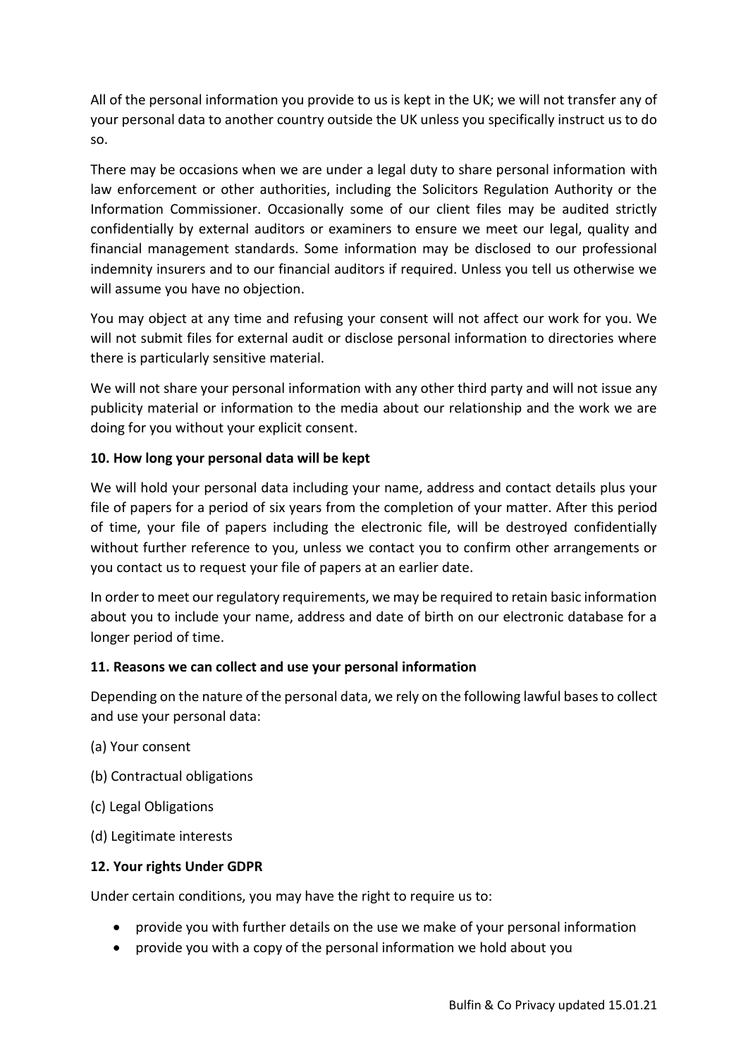All of the personal information you provide to us is kept in the UK; we will not transfer any of your personal data to another country outside the UK unless you specifically instruct us to do so.

There may be occasions when we are under a legal duty to share personal information with law enforcement or other authorities, including the Solicitors Regulation Authority or the Information Commissioner. Occasionally some of our client files may be audited strictly confidentially by external auditors or examiners to ensure we meet our legal, quality and financial management standards. Some information may be disclosed to our professional indemnity insurers and to our financial auditors if required. Unless you tell us otherwise we will assume you have no objection.

You may object at any time and refusing your consent will not affect our work for you. We will not submit files for external audit or disclose personal information to directories where there is particularly sensitive material.

We will not share your personal information with any other third party and will not issue any publicity material or information to the media about our relationship and the work we are doing for you without your explicit consent.

**10. How long your personal data will be kept**

We will hold your personal data including your name, address and contact details plus your file of papers for a period of six years from the completion of your matter. After this period of time, your file of papers including the electronic file, will be destroyed confidentially without further reference to you, unless we contact you to confirm other arrangements or you contact us to request your file of papers at an earlier date.

In order to meet our regulatory requirements, we may be required to retain basic information about you to include your name, address and date of birth on our electronic database for a longer period of time.

**11. Reasons we can collect and use your personal information**

Depending on the nature of the personal data, we rely on the following lawful bases to collect and use your personal data:

(a) Your consent

(b) Contractual obligations

(c) Legal Obligations

(d) Legitimate interests

**12. Your rights Under GDPR**

Under certain conditions, you may have the right to require us to:

- provide you with further details on the use we make of your personal information
- provide you with a copy of the personal information we hold about you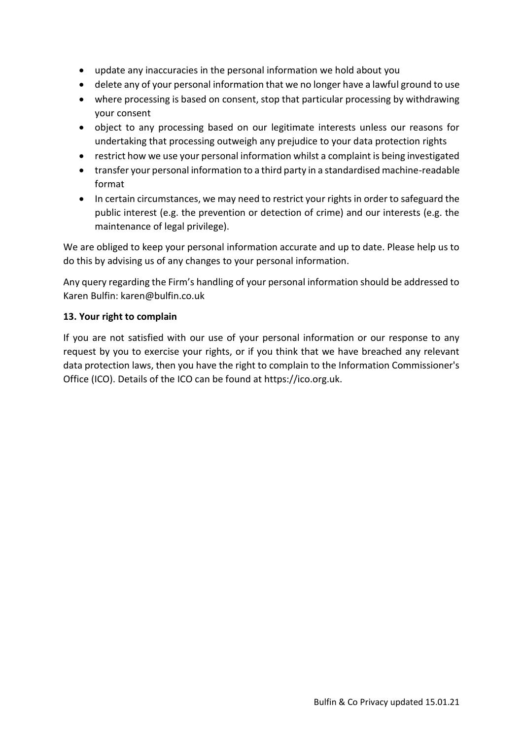- update any inaccuracies in the personal information we hold about you
- delete any of your personal information that we no longer have a lawful ground to use
- where processing is based on consent, stop that particular processing by withdrawing your consent
- object to any processing based on our legitimate interests unless our reasons for undertaking that processing outweigh any prejudice to your data protection rights
- restrict how we use your personal information whilst a complaint is being investigated
- transfer your personal information to a third party in a standardised machine-readable format
- In certain circumstances, we may need to restrict your rights in order to safeguard the public interest (e.g. the prevention or detection of crime) and our interests (e.g. the maintenance of legal privilege).

We are obliged to keep your personal information accurate and up to date. Please help us to do this by advising us of any changes to your personal information.

Any query regarding the Firm's handling of your personal information should be addressed to Karen Bulfin: karen@bulfin.co.uk

**13. Your right to complain**

If you are not satisfied with our use of your personal information or our response to any request by you to exercise your rights, or if you think that we have breached any relevant data protection laws, then you have the right to complain to the Information Commissioner's Office (ICO). Details of the ICO can be found at https://ico.org.uk.